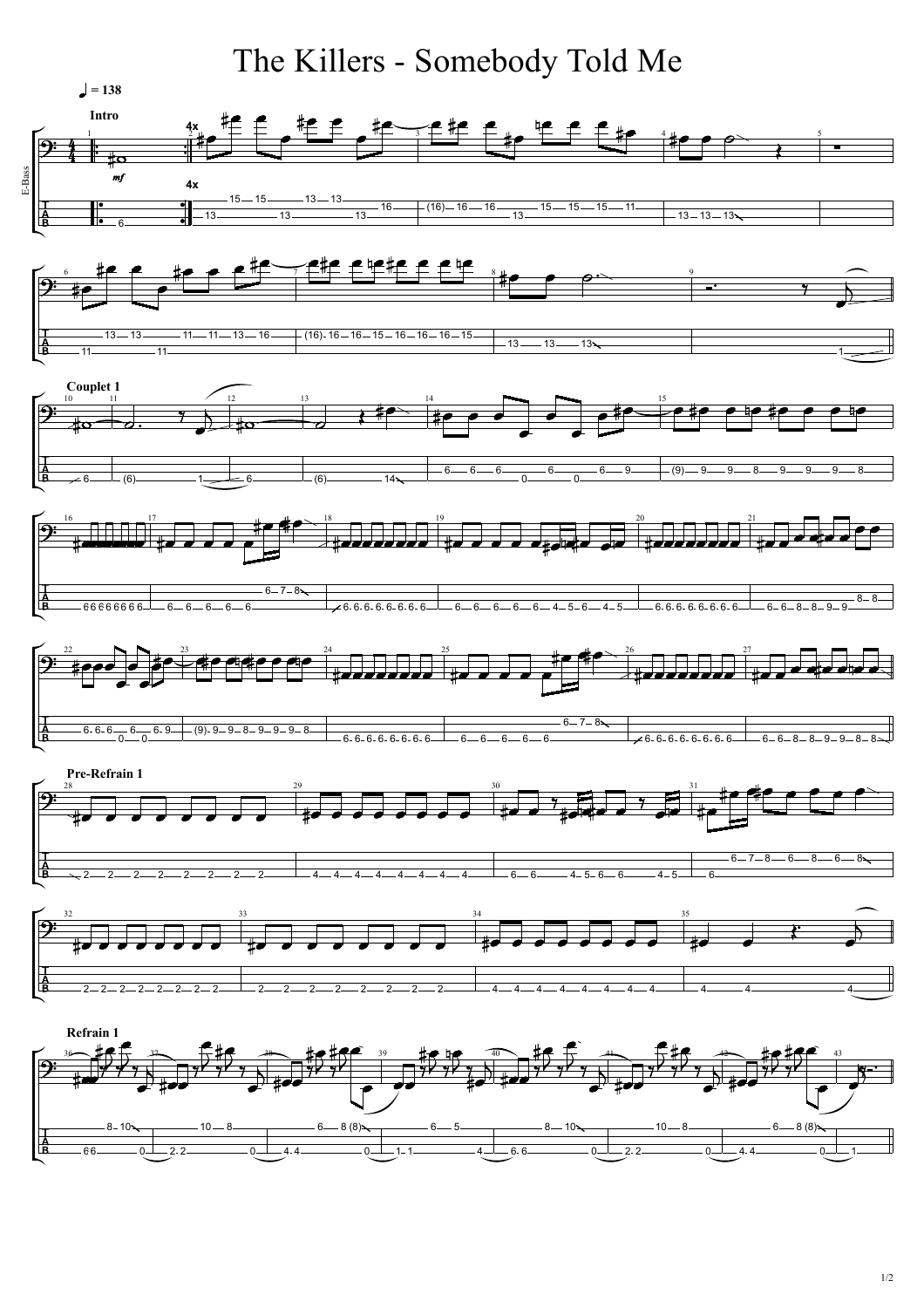# The Killers - Somebody Told Me

♩ = 138

E-Bass

Intro

*mf*

4x

Couplet 1

Pre-Refrain 1

Refrain 1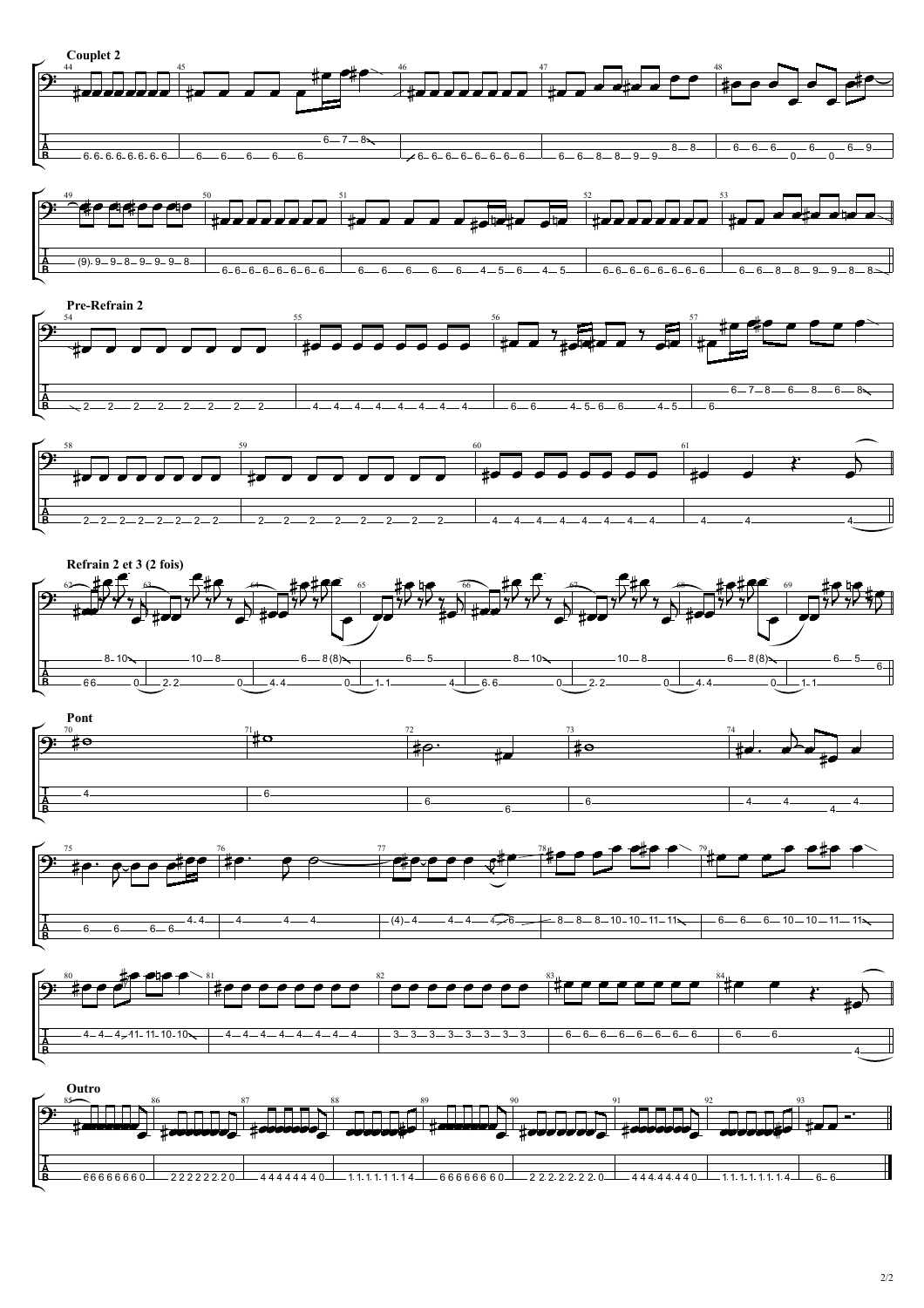**Couplet 2**

**Pre-Refrain 2**

**Refrain 2 et 3 (2 fois)**

**Pont**

**Outro**